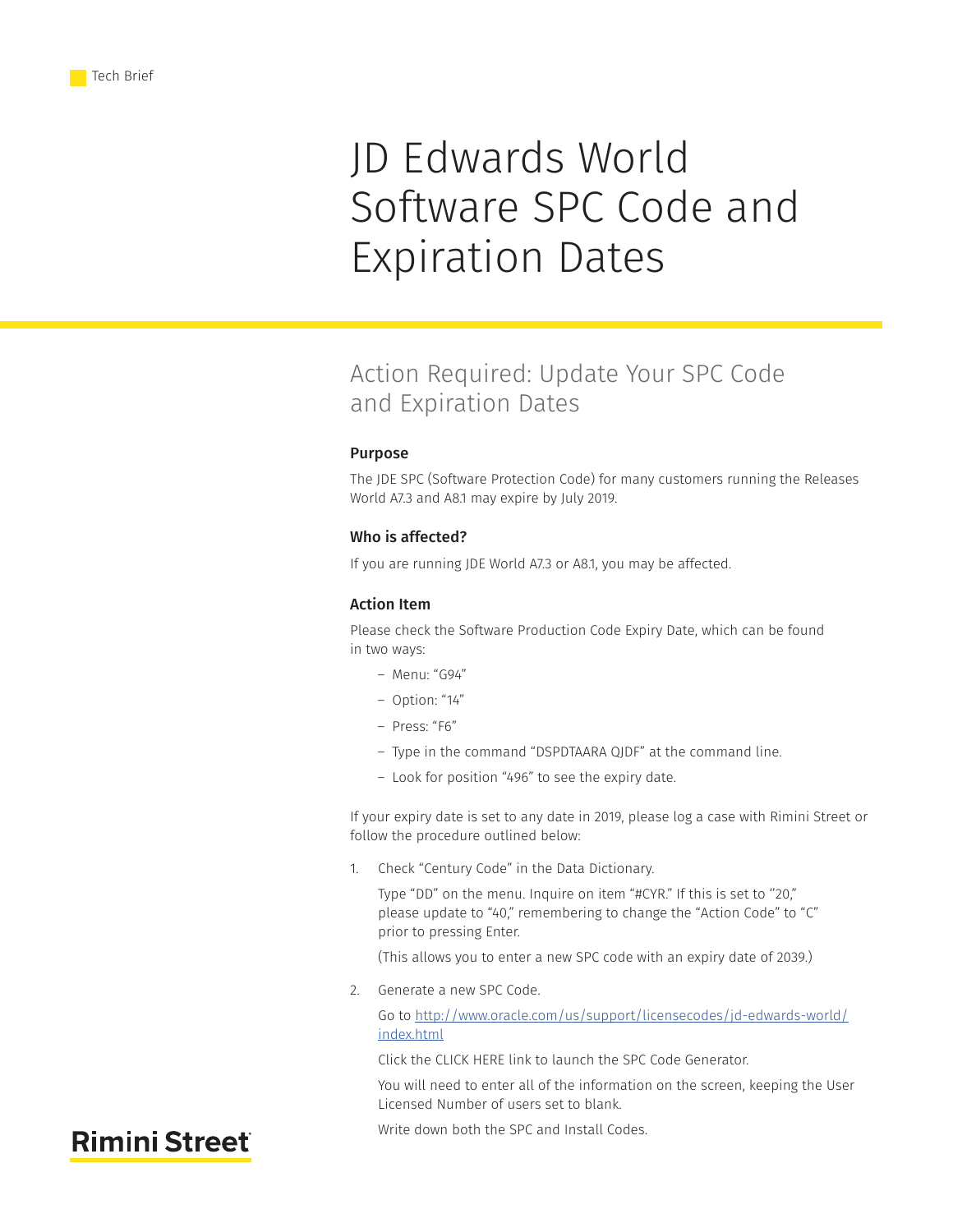Tech Brief

# JD Edwards World Software SPC Code and Expiration Dates

## Action Required: Update Your SPC Code and Expiration Dates

### Purpose

The JDE SPC (Software Protection Code) for many customers running the Releases World A7.3 and A8.1 may expire by July 2019.

### Who is affected?

If you are running JDE World A7.3 or A8.1, you may be affected.

### Action Item

Please check the Software Production Code Expiry Date, which can be found in two ways:

- Menu: "G94"
- Option: "14"
- Press: "F6"
- Type in the command "DSPDTAARA QJDF" at the command line.
- Look for position "496" to see the expiry date.

If your expiry date is set to any date in 2019, please log a case with Rimini Street or follow the procedure outlined below:

1. Check "Century Code" in the Data Dictionary.

   Type "DD" on the menu. Inquire on item "#CYR." If this is set to "20," please update to "40," remembering to change the "Action Code" to "C" prior to pressing Enter.

   (This allows you to enter a new SPC code with an expiry date of 2039.)

2. Generate a new SPC Code.

   Go to http://www.oracle.com/us/support/licensecodes/jd-edwards-world/index.html

   Click the CLICK HERE link to launch the SPC Code Generator.

   You will need to enter all of the information on the screen, keeping the User Licensed Number of users set to blank.

   Write down both the SPC and Install Codes.

Rimini Street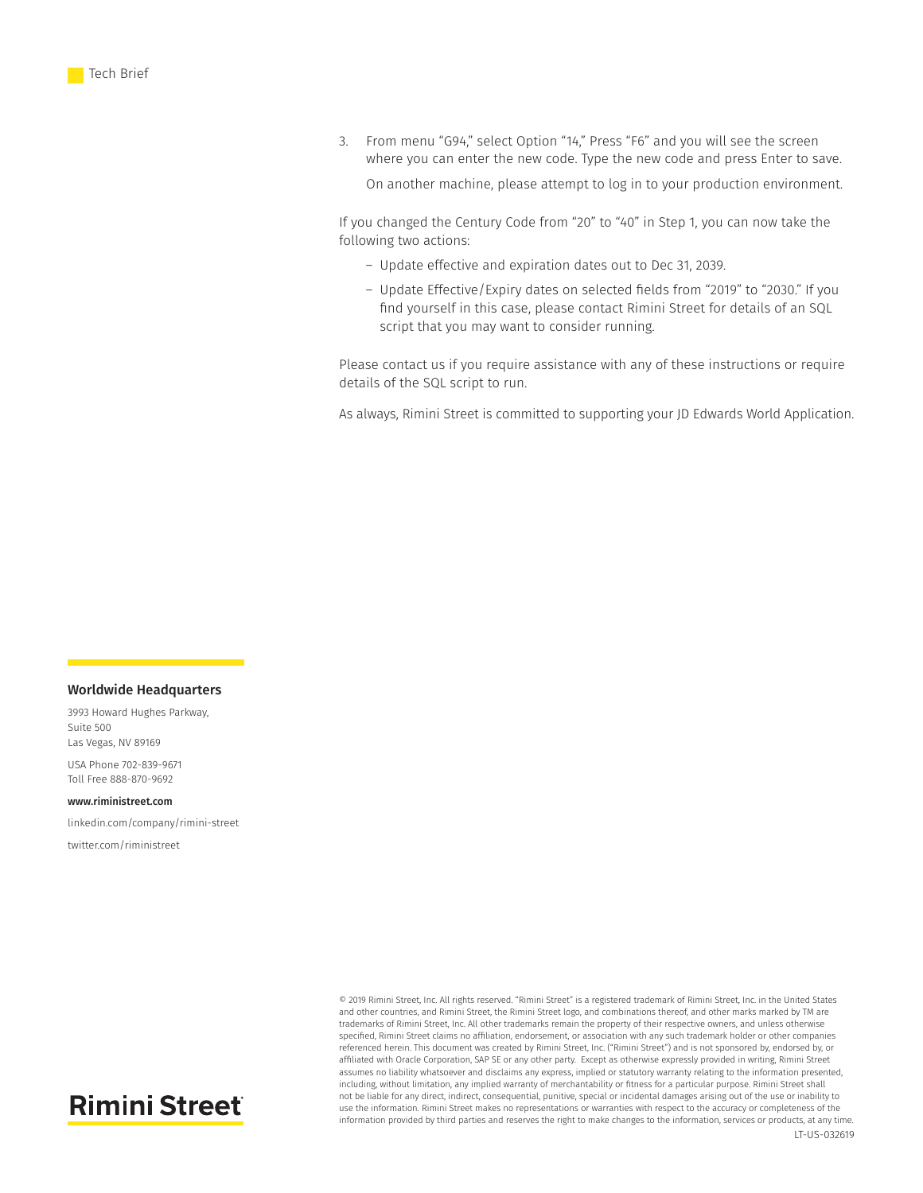3. From menu "G94," select Option "14," Press "F6" and you will see the screen where you can enter the new code. Type the new code and press Enter to save.

   On another machine, please attempt to log in to your production environment.

If you changed the Century Code from "20" to "40" in Step 1, you can now take the following two actions:

- Update effective and expiration dates out to Dec 31, 2039.
- Update Effective/Expiry dates on selected fields from "2019" to "2030." If you find yourself in this case, please contact Rimini Street for details of an SQL script that you may want to consider running.

Please contact us if you require assistance with any of these instructions or require details of the SQL script to run.

As always, Rimini Street is committed to supporting your JD Edwards World Application.

**Worldwide Headquarters**

3993 Howard Hughes Parkway,
Suite 500
Las Vegas, NV 89169

USA Phone 702-839-9671
Toll Free 888-870-9692

**www.riministreet.com**

linkedin.com/company/rimini-street

twitter.com/riministreet

**Rimini Street**

© 2019 Rimini Street, Inc. All rights reserved. "Rimini Street" is a registered trademark of Rimini Street, Inc. in the United States and other countries, and Rimini Street, the Rimini Street logo, and combinations thereof, and other marks marked by TM are trademarks of Rimini Street, Inc. All other trademarks remain the property of their respective owners, and unless otherwise specified, Rimini Street claims no affiliation, endorsement, or association with any such trademark holder or other companies referenced herein. This document was created by Rimini Street, Inc. ("Rimini Street") and is not sponsored by, endorsed by, or affiliated with Oracle Corporation, SAP SE or any other party. Except as otherwise expressly provided in writing, Rimini Street assumes no liability whatsoever and disclaims any express, implied or statutory warranty relating to the information presented, including, without limitation, any implied warranty of merchantability or fitness for a particular purpose. Rimini Street shall not be liable for any direct, indirect, consequential, punitive, special or incidental damages arising out of the use or inability to use the information. Rimini Street makes no representations or warranties with respect to the accuracy or completeness of the information provided by third parties and reserves the right to make changes to the information, services or products, at any time.

LT-US-032619